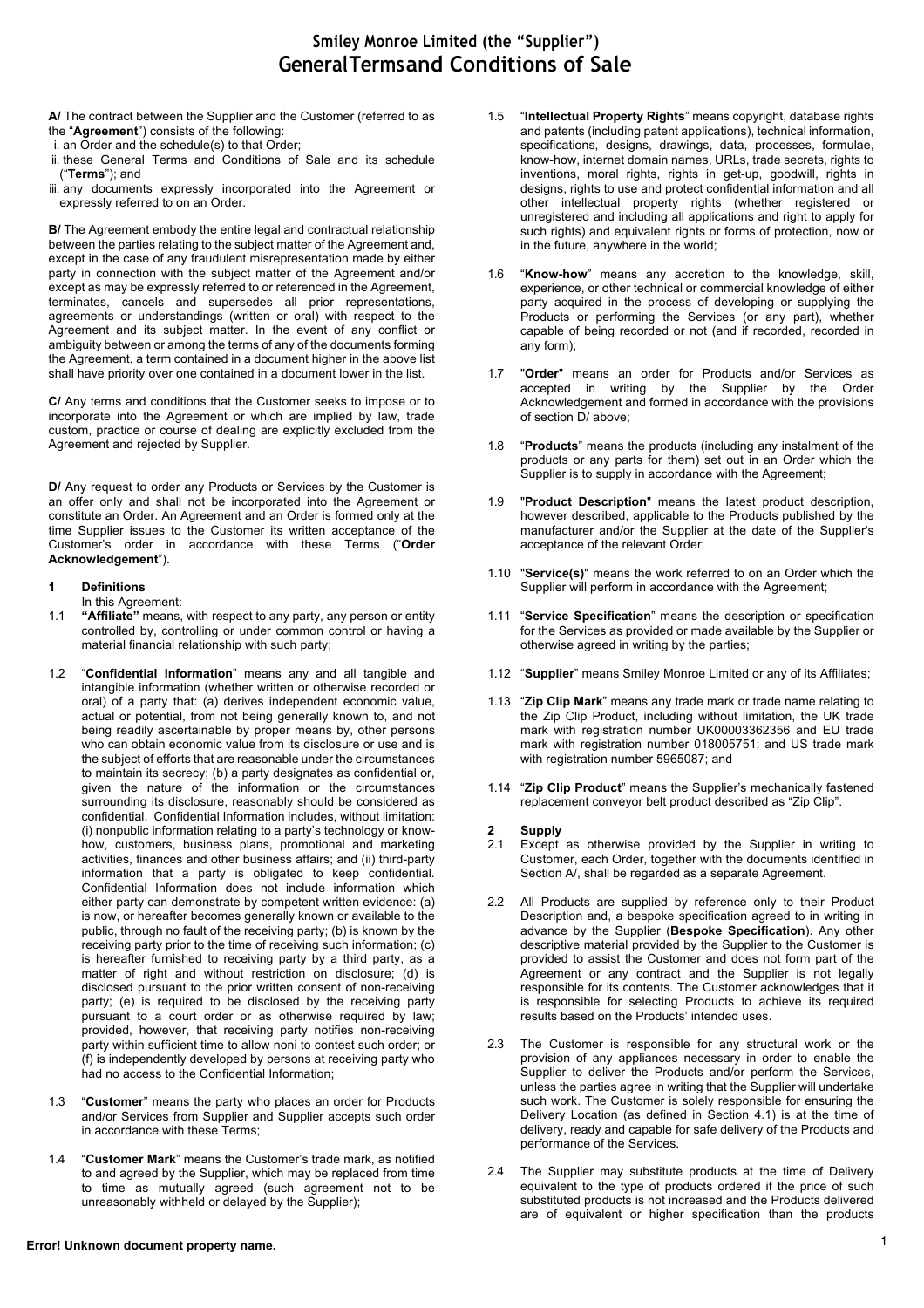# Smiley Monroe Limited (the "Supplier")
# GeneralTermsand Conditions of Sale

**A/** The contract between the Supplier and the Customer (referred to as the "**Agreement**") consists of the following:

i. an Order and the schedule(s) to that Order;
ii. these General Terms and Conditions of Sale and its schedule ("**Terms**"); and
iii. any documents expressly incorporated into the Agreement or expressly referred to on an Order.

**B/** The Agreement embody the entire legal and contractual relationship between the parties relating to the subject matter of the Agreement and, except in the case of any fraudulent misrepresentation made by either party in connection with the subject matter of the Agreement and/or except as may be expressly referred to or referenced in the Agreement, terminates, cancels and supersedes all prior representations, agreements or understandings (written or oral) with respect to the Agreement and its subject matter. In the event of any conflict or ambiguity between or among the terms of any of the documents forming the Agreement, a term contained in a document higher in the above list shall have priority over one contained in a document lower in the list.

**C/** Any terms and conditions that the Customer seeks to impose or to incorporate into the Agreement or which are implied by law, trade custom, practice or course of dealing are explicitly excluded from the Agreement and rejected by Supplier.

**D/** Any request to order any Products or Services by the Customer is an offer only and shall not be incorporated into the Agreement or constitute an Order. An Agreement and an Order is formed only at the time Supplier issues to the Customer its written acceptance of the Customer's order in accordance with these Terms ("**Order Acknowledgement**").

## 1 Definitions

In this Agreement:

1.1 **"Affiliate"** means, with respect to any party, any person or entity controlled by, controlling or under common control or having a material financial relationship with such party;

1.2 "**Confidential Information**" means any and all tangible and intangible information (whether written or otherwise recorded or oral) of a party that: (a) derives independent economic value, actual or potential, from not being generally known to, and not being readily ascertainable by proper means by, other persons who can obtain economic value from its disclosure or use and is the subject of efforts that are reasonable under the circumstances to maintain its secrecy; (b) a party designates as confidential or, given the nature of the information or the circumstances surrounding its disclosure, reasonably should be considered as confidential. Confidential Information includes, without limitation: (i) nonpublic information relating to a party's technology or know-how, customers, business plans, promotional and marketing activities, finances and other business affairs; and (ii) third-party information that a party is obligated to keep confidential. Confidential Information does not include information which either party can demonstrate by competent written evidence: (a) is now, or hereafter becomes generally known or available to the public, through no fault of the receiving party; (b) is known by the receiving party prior to the time of receiving such information; (c) is hereafter furnished to receiving party by a third party, as a matter of right and without restriction on disclosure; (d) is disclosed pursuant to the prior written consent of non-receiving party; (e) is required to be disclosed by the receiving party pursuant to a court order or as otherwise required by law; provided, however, that receiving party notifies non-receiving party within sufficient time to allow noni to contest such order; or (f) is independently developed by persons at receiving party who had no access to the Confidential Information;

1.3 "**Customer**" means the party who places an order for Products and/or Services from Supplier and Supplier accepts such order in accordance with these Terms;

1.4 "**Customer Mark**" means the Customer's trade mark, as notified to and agreed by the Supplier, which may be replaced from time to time as mutually agreed (such agreement not to be unreasonably withheld or delayed by the Supplier);

1.5 "**Intellectual Property Rights**" means copyright, database rights and patents (including patent applications), technical information, specifications, designs, drawings, data, processes, formulae, know-how, internet domain names, URLs, trade secrets, rights to inventions, moral rights, rights in get-up, goodwill, rights in designs, rights to use and protect confidential information and all other intellectual property rights (whether registered or unregistered and including all applications and right to apply for such rights) and equivalent rights or forms of protection, now or in the future, anywhere in the world;

1.6 "**Know-how**" means any accretion to the knowledge, skill, experience, or other technical or commercial knowledge of either party acquired in the process of developing or supplying the Products or performing the Services (or any part), whether capable of being recorded or not (and if recorded, recorded in any form);

1.7 "**Order**" means an order for Products and/or Services as accepted in writing by the Supplier by the Order Acknowledgement and formed in accordance with the provisions of section D/ above;

1.8 "**Products**" means the products (including any instalment of the products or any parts for them) set out in an Order which the Supplier is to supply in accordance with the Agreement;

1.9 "**Product Description**" means the latest product description, however described, applicable to the Products published by the manufacturer and/or the Supplier at the date of the Supplier's acceptance of the relevant Order;

1.10 "**Service(s)**" means the work referred to on an Order which the Supplier will perform in accordance with the Agreement;

1.11 "**Service Specification**" means the description or specification for the Services as provided or made available by the Supplier or otherwise agreed in writing by the parties;

1.12 "**Supplier**" means Smiley Monroe Limited or any of its Affiliates;

1.13 "**Zip Clip Mark**" means any trade mark or trade name relating to the Zip Clip Product, including without limitation, the UK trade mark with registration number UK00003362356 and EU trade mark with registration number 018005751; and US trade mark with registration number 5965087; and

1.14 "**Zip Clip Product**" means the Supplier's mechanically fastened replacement conveyor belt product described as "Zip Clip".

## 2 Supply

2.1 Except as otherwise provided by the Supplier in writing to Customer, each Order, together with the documents identified in Section A/, shall be regarded as a separate Agreement.

2.2 All Products are supplied by reference only to their Product Description and, a bespoke specification agreed to in writing in advance by the Supplier (**Bespoke Specification**). Any other descriptive material provided by the Supplier to the Customer is provided to assist the Customer and does not form part of the Agreement or any contract and the Supplier is not legally responsible for its contents. The Customer acknowledges that it is responsible for selecting Products to achieve its required results based on the Products' intended uses.

2.3 The Customer is responsible for any structural work or the provision of any appliances necessary in order to enable the Supplier to deliver the Products and/or perform the Services, unless the parties agree in writing that the Supplier will undertake such work. The Customer is solely responsible for ensuring the Delivery Location (as defined in Section 4.1) is at the time of delivery, ready and capable for safe delivery of the Products and performance of the Services.

2.4 The Supplier may substitute products at the time of Delivery equivalent to the type of products ordered if the price of such substituted products is not increased and the Products delivered are of equivalent or higher specification than the products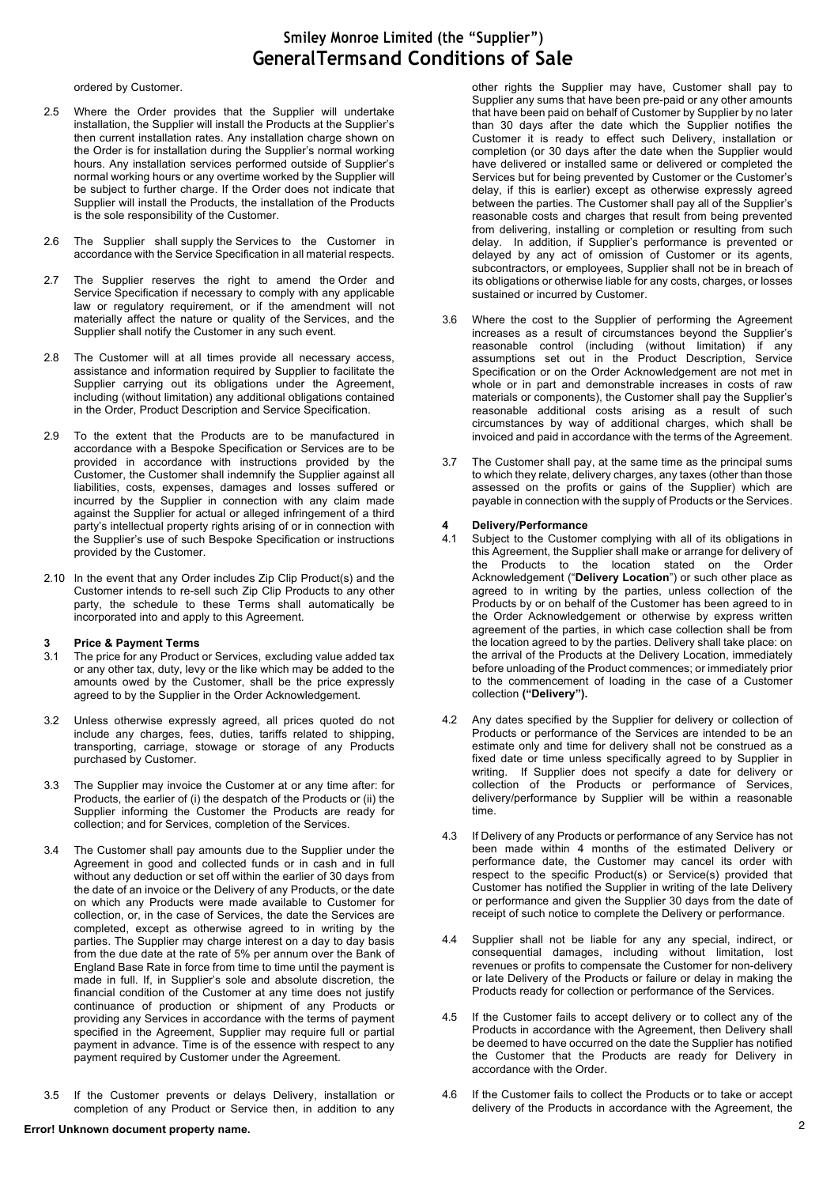ordered by Customer.

2.5 Where the Order provides that the Supplier will undertake installation, the Supplier will install the Products at the Supplier's then current installation rates. Any installation charge shown on the Order is for installation during the Supplier's normal working hours. Any installation services performed outside of Supplier's normal working hours or any overtime worked by the Supplier will be subject to further charge. If the Order does not indicate that Supplier will install the Products, the installation of the Products is the sole responsibility of the Customer.

2.6 The Supplier shall supply the Services to the Customer in accordance with the Service Specification in all material respects.

2.7 The Supplier reserves the right to amend the Order and Service Specification if necessary to comply with any applicable law or regulatory requirement, or if the amendment will not materially affect the nature or quality of the Services, and the Supplier shall notify the Customer in any such event.

2.8 The Customer will at all times provide all necessary access, assistance and information required by Supplier to facilitate the Supplier carrying out its obligations under the Agreement, including (without limitation) any additional obligations contained in the Order, Product Description and Service Specification.

2.9 To the extent that the Products are to be manufactured in accordance with a Bespoke Specification or Services are to be provided in accordance with instructions provided by the Customer, the Customer shall indemnify the Supplier against all liabilities, costs, expenses, damages and losses suffered or incurred by the Supplier in connection with any claim made against the Supplier for actual or alleged infringement of a third party's intellectual property rights arising of or in connection with the Supplier's use of such Bespoke Specification or instructions provided by the Customer.

2.10 In the event that any Order includes Zip Clip Product(s) and the Customer intends to re-sell such Zip Clip Products to any other party, the schedule to these Terms shall automatically be incorporated into and apply to this Agreement.

## 3 Price & Payment Terms

3.1 The price for any Product or Services, excluding value added tax or any other tax, duty, levy or the like which may be added to the amounts owed by the Customer, shall be the price expressly agreed to by the Supplier in the Order Acknowledgement.

3.2 Unless otherwise expressly agreed, all prices quoted do not include any charges, fees, duties, tariffs related to shipping, transporting, carriage, stowage or storage of any Products purchased by Customer.

3.3 The Supplier may invoice the Customer at or any time after: for Products, the earlier of (i) the despatch of the Products or (ii) the Supplier informing the Customer the Products are ready for collection; and for Services, completion of the Services.

3.4 The Customer shall pay amounts due to the Supplier under the Agreement in good and collected funds or in cash and in full without any deduction or set off within the earlier of 30 days from the date of an invoice or the Delivery of any Products, or the date on which any Products were made available to Customer for collection, or, in the case of Services, the date the Services are completed, except as otherwise agreed to in writing by the parties. The Supplier may charge interest on a day to day basis from the due date at the rate of 5% per annum over the Bank of England Base Rate in force from time to time until the payment is made in full. If, in Supplier's sole and absolute discretion, the financial condition of the Customer at any time does not justify continuance of production or shipment of any Products or providing any Services in accordance with the terms of payment specified in the Agreement, Supplier may require full or partial payment in advance. Time is of the essence with respect to any payment required by Customer under the Agreement.

3.5 If the Customer prevents or delays Delivery, installation or completion of any Product or Service then, in addition to any other rights the Supplier may have, Customer shall pay to Supplier any sums that have been pre-paid or any other amounts that have been paid on behalf of Customer by Supplier by no later than 30 days after the date which the Supplier notifies the Customer it is ready to effect such Delivery, installation or completion (or 30 days after the date when the Supplier would have delivered or installed same or delivered or completed the Services but for being prevented by Customer or the Customer's delay, if this is earlier) except as otherwise expressly agreed between the parties. The Customer shall pay all of the Supplier's reasonable costs and charges that result from being prevented from delivering, installing or completion or resulting from such delay. In addition, if Supplier's performance is prevented or delayed by any act of omission of Customer or its agents, subcontractors, or employees, Supplier shall not be in breach of its obligations or otherwise liable for any costs, charges, or losses sustained or incurred by Customer.

3.6 Where the cost to the Supplier of performing the Agreement increases as a result of circumstances beyond the Supplier's reasonable control (including (without limitation) if any assumptions set out in the Product Description, Service Specification or on the Order Acknowledgement are not met in whole or in part and demonstrable increases in costs of raw materials or components), the Customer shall pay the Supplier's reasonable additional costs arising as a result of such circumstances by way of additional charges, which shall be invoiced and paid in accordance with the terms of the Agreement.

3.7 The Customer shall pay, at the same time as the principal sums to which they relate, delivery charges, any taxes (other than those assessed on the profits or gains of the Supplier) which are payable in connection with the supply of Products or the Services.

## 4 Delivery/Performance

4.1 Subject to the Customer complying with all of its obligations in this Agreement, the Supplier shall make or arrange for delivery of the Products to the location stated on the Order Acknowledgement ("**Delivery Location**") or such other place as agreed to in writing by the parties, unless collection of the Products by or on behalf of the Customer has been agreed to in the Order Acknowledgement or otherwise by express written agreement of the parties, in which case collection shall be from the location agreed to by the parties. Delivery shall take place: on the arrival of the Products at the Delivery Location, immediately before unloading of the Product commences; or immediately prior to the commencement of loading in the case of a Customer collection **("Delivery").**

4.2 Any dates specified by the Supplier for delivery or collection of Products or performance of the Services are intended to be an estimate only and time for delivery shall not be construed as a fixed date or time unless specifically agreed to by Supplier in writing. If Supplier does not specify a date for delivery or collection of the Products or performance of Services, delivery/performance by Supplier will be within a reasonable time.

4.3 If Delivery of any Products or performance of any Service has not been made within 4 months of the estimated Delivery or performance date, the Customer may cancel its order with respect to the specific Product(s) or Service(s) provided that Customer has notified the Supplier in writing of the late Delivery or performance and given the Supplier 30 days from the date of receipt of such notice to complete the Delivery or performance.

4.4 Supplier shall not be liable for any any special, indirect, or consequential damages, including without limitation, lost revenues or profits to compensate the Customer for non-delivery or late Delivery of the Products or failure or delay in making the Products ready for collection or performance of the Services.

4.5 If the Customer fails to accept delivery or to collect any of the Products in accordance with the Agreement, then Delivery shall be deemed to have occurred on the date the Supplier has notified the Customer that the Products are ready for Delivery in accordance with the Order.

4.6 If the Customer fails to collect the Products or to take or accept delivery of the Products in accordance with the Agreement, the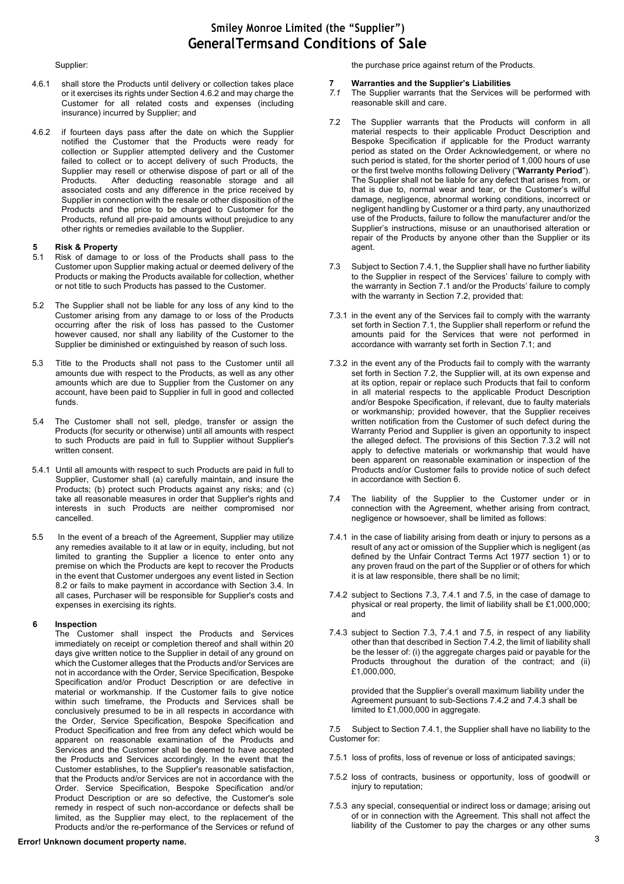Supplier:

4.6.1 shall store the Products until delivery or collection takes place or it exercises its rights under Section 4.6.2 and may charge the Customer for all related costs and expenses (including insurance) incurred by Supplier; and

4.6.2 if fourteen days pass after the date on which the Supplier notified the Customer that the Products were ready for collection or Supplier attempted delivery and the Customer failed to collect or to accept delivery of such Products, the Supplier may resell or otherwise dispose of part or all of the Products. After deducting reasonable storage and all associated costs and any difference in the price received by Supplier in connection with the resale or other disposition of the Products and the price to be charged to Customer for the Products, refund all pre-paid amounts without prejudice to any other rights or remedies available to the Supplier.

## 5 Risk & Property

5.1 Risk of damage to or loss of the Products shall pass to the Customer upon Supplier making actual or deemed delivery of the Products or making the Products available for collection, whether or not title to such Products has passed to the Customer.

5.2 The Supplier shall not be liable for any loss of any kind to the Customer arising from any damage to or loss of the Products occurring after the risk of loss has passed to the Customer however caused, nor shall any liability of the Customer to the Supplier be diminished or extinguished by reason of such loss.

5.3 Title to the Products shall not pass to the Customer until all amounts due with respect to the Products, as well as any other amounts which are due to Supplier from the Customer on any account, have been paid to Supplier in full in good and collected funds.

5.4 The Customer shall not sell, pledge, transfer or assign the Products (for security or otherwise) until all amounts with respect to such Products are paid in full to Supplier without Supplier's written consent.

5.4.1 Until all amounts with respect to such Products are paid in full to Supplier, Customer shall (a) carefully maintain, and insure the Products; (b) protect such Products against any risks; and (c) take all reasonable measures in order that Supplier's rights and interests in such Products are neither compromised nor cancelled.

5.5 In the event of a breach of the Agreement, Supplier may utilize any remedies available to it at law or in equity, including, but not limited to granting the Supplier a licence to enter onto any premise on which the Products are kept to recover the Products in the event that Customer undergoes any event listed in Section 8.2 or fails to make payment in accordance with Section 3.4. In all cases, Purchaser will be responsible for Supplier's costs and expenses in exercising its rights.

## 6 Inspection

The Customer shall inspect the Products and Services immediately on receipt or completion thereof and shall within 20 days give written notice to the Supplier in detail of any ground on which the Customer alleges that the Products and/or Services are not in accordance with the Order, Service Specification, Bespoke Specification and/or Product Description or are defective in material or workmanship. If the Customer fails to give notice within such timeframe, the Products and Services shall be conclusively presumed to be in all respects in accordance with the Order, Service Specification, Bespoke Specification and Product Specification and free from any defect which would be apparent on reasonable examination of the Products and Services and the Customer shall be deemed to have accepted the Products and Services accordingly. In the event that the Customer establishes, to the Supplier's reasonable satisfaction, that the Products and/or Services are not in accordance with the Order. Service Specification, Bespoke Specification and/or Product Description or are so defective, the Customer's sole remedy in respect of such non-accordance or defects shall be limited, as the Supplier may elect, to the replacement of the Products and/or the re-performance of the Services or refund of the purchase price against return of the Products.

## 7 Warranties and the Supplier's Liabilities

*7.1* The Supplier warrants that the Services will be performed with reasonable skill and care.

7.2 The Supplier warrants that the Products will conform in all material respects to their applicable Product Description and Bespoke Specification if applicable for the Product warranty period as stated on the Order Acknowledgement, or where no such period is stated, for the shorter period of 1,000 hours of use or the first twelve months following Delivery ("**Warranty Period**"). The Supplier shall not be liable for any defect that arises from, or that is due to, normal wear and tear, or the Customer's wilful damage, negligence, abnormal working conditions, incorrect or negligent handling by Customer or a third party, any unauthorized use of the Products, failure to follow the manufacturer and/or the Supplier's instructions, misuse or an unauthorised alteration or repair of the Products by anyone other than the Supplier or its agent.

7.3 Subject to Section 7.4.1, the Supplier shall have no further liability to the Supplier in respect of the Services' failure to comply with the warranty in Section 7.1 and/or the Products' failure to comply with the warranty in Section 7.2, provided that:

7.3.1 in the event any of the Services fail to comply with the warranty set forth in Section 7.1, the Supplier shall reperform or refund the amounts paid for the Services that were not performed in accordance with warranty set forth in Section 7.1; and

7.3.2 in the event any of the Products fail to comply with the warranty set forth in Section 7.2, the Supplier will, at its own expense and at its option, repair or replace such Products that fail to conform in all material respects to the applicable Product Description and/or Bespoke Specification, if relevant, due to faulty materials or workmanship; provided however, that the Supplier receives written notification from the Customer of such defect during the Warranty Period and Supplier is given an opportunity to inspect the alleged defect. The provisions of this Section 7.3.2 will not apply to defective materials or workmanship that would have been apparent on reasonable examination or inspection of the Products and/or Customer fails to provide notice of such defect in accordance with Section 6.

7.4 The liability of the Supplier to the Customer under or in connection with the Agreement, whether arising from contract, negligence or howsoever, shall be limited as follows:

7.4.1 in the case of liability arising from death or injury to persons as a result of any act or omission of the Supplier which is negligent (as defined by the Unfair Contract Terms Act 1977 section 1) or to any proven fraud on the part of the Supplier or of others for which it is at law responsible, there shall be no limit;

7.4.2 subject to Sections 7.3, 7.4.1 and 7.5, in the case of damage to physical or real property, the limit of liability shall be £1,000,000; and

7.4.3 subject to Section 7.3, 7.4.1 and 7.5, in respect of any liability other than that described in Section 7.4.2, the limit of liability shall be the lesser of: (i) the aggregate charges paid or payable for the Products throughout the duration of the contract; and (ii) £1,000,000,

provided that the Supplier's overall maximum liability under the Agreement pursuant to sub-Sections 7.4.2 and 7.4.3 shall be limited to £1,000,000 in aggregate.

7.5 Subject to Section 7.4.1, the Supplier shall have no liability to the Customer for:

7.5.1 loss of profits, loss of revenue or loss of anticipated savings;

7.5.2 loss of contracts, business or opportunity, loss of goodwill or injury to reputation;

7.5.3 any special, consequential or indirect loss or damage; arising out of or in connection with the Agreement. This shall not affect the liability of the Customer to pay the charges or any other sums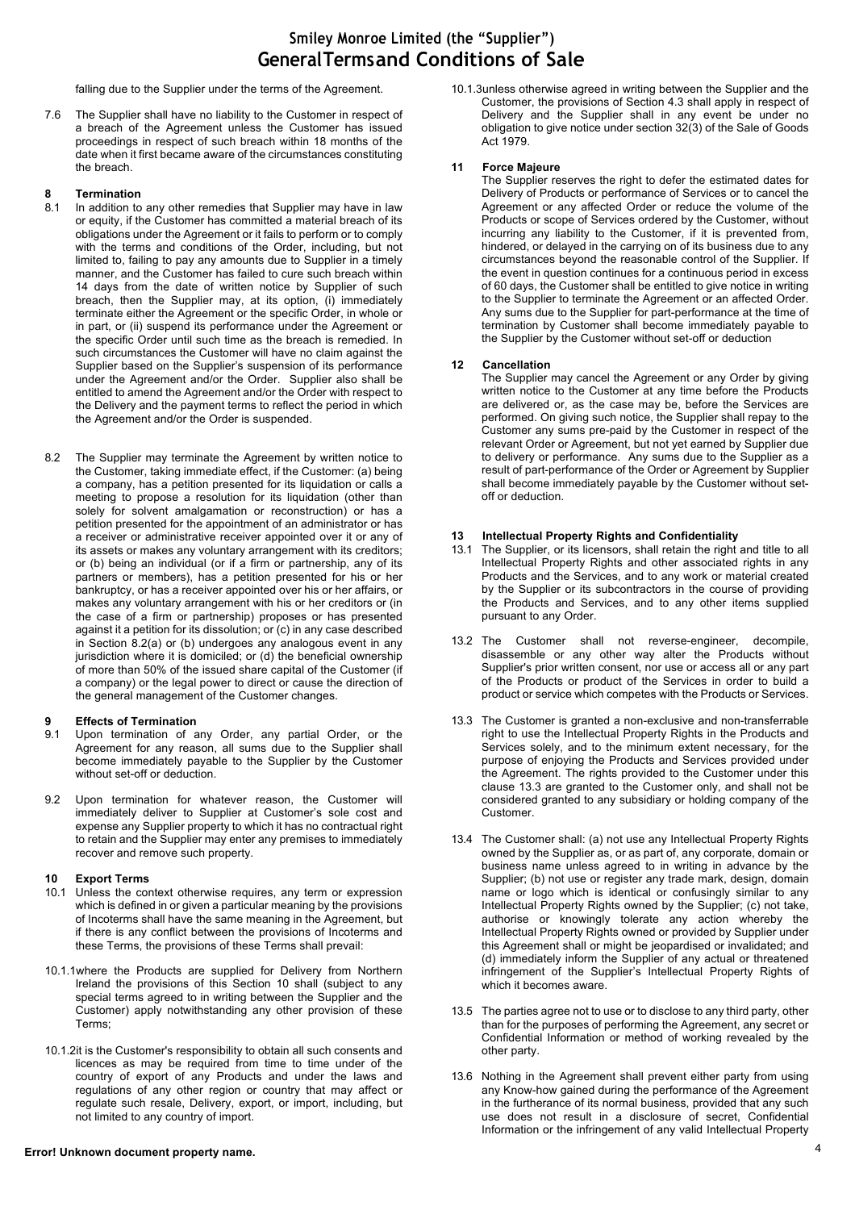falling due to the Supplier under the terms of the Agreement.

7.6 The Supplier shall have no liability to the Customer in respect of a breach of the Agreement unless the Customer has issued proceedings in respect of such breach within 18 months of the date when it first became aware of the circumstances constituting the breach.

## 8 Termination

8.1 In addition to any other remedies that Supplier may have in law or equity, if the Customer has committed a material breach of its obligations under the Agreement or it fails to perform or to comply with the terms and conditions of the Order, including, but not limited to, failing to pay any amounts due to Supplier in a timely manner, and the Customer has failed to cure such breach within 14 days from the date of written notice by Supplier of such breach, then the Supplier may, at its option, (i) immediately terminate either the Agreement or the specific Order, in whole or in part, or (ii) suspend its performance under the Agreement or the specific Order until such time as the breach is remedied. In such circumstances the Customer will have no claim against the Supplier based on the Supplier's suspension of its performance under the Agreement and/or the Order. Supplier also shall be entitled to amend the Agreement and/or the Order with respect to the Delivery and the payment terms to reflect the period in which the Agreement and/or the Order is suspended.

8.2 The Supplier may terminate the Agreement by written notice to the Customer, taking immediate effect, if the Customer: (a) being a company, has a petition presented for its liquidation or calls a meeting to propose a resolution for its liquidation (other than solely for solvent amalgamation or reconstruction) or has a petition presented for the appointment of an administrator or has a receiver or administrative receiver appointed over it or any of its assets or makes any voluntary arrangement with its creditors; or (b) being an individual (or if a firm or partnership, any of its partners or members), has a petition presented for his or her bankruptcy, or has a receiver appointed over his or her affairs, or makes any voluntary arrangement with his or her creditors or (in the case of a firm or partnership) proposes or has presented against it a petition for its dissolution; or (c) in any case described in Section 8.2(a) or (b) undergoes any analogous event in any jurisdiction where it is domiciled; or (d) the beneficial ownership of more than 50% of the issued share capital of the Customer (if a company) or the legal power to direct or cause the direction of the general management of the Customer changes.

## 9 Effects of Termination

9.1 Upon termination of any Order, any partial Order, or the Agreement for any reason, all sums due to the Supplier shall become immediately payable to the Supplier by the Customer without set-off or deduction.

9.2 Upon termination for whatever reason, the Customer will immediately deliver to Supplier at Customer's sole cost and expense any Supplier property to which it has no contractual right to retain and the Supplier may enter any premises to immediately recover and remove such property.

## 10 Export Terms

10.1 Unless the context otherwise requires, any term or expression which is defined in or given a particular meaning by the provisions of Incoterms shall have the same meaning in the Agreement, but if there is any conflict between the provisions of Incoterms and these Terms, the provisions of these Terms shall prevail:

10.1.1 where the Products are supplied for Delivery from Northern Ireland the provisions of this Section 10 shall (subject to any special terms agreed to in writing between the Supplier and the Customer) apply notwithstanding any other provision of these Terms;

10.1.2 it is the Customer's responsibility to obtain all such consents and licences as may be required from time to time under of the country of export of any Products and under the laws and regulations of any other region or country that may affect or regulate such resale, Delivery, export, or import, including, but not limited to any country of import.

10.1.3 unless otherwise agreed in writing between the Supplier and the Customer, the provisions of Section 4.3 shall apply in respect of Delivery and the Supplier shall in any event be under no obligation to give notice under section 32(3) of the Sale of Goods Act 1979.

## 11 Force Majeure

The Supplier reserves the right to defer the estimated dates for Delivery of Products or performance of Services or to cancel the Agreement or any affected Order or reduce the volume of the Products or scope of Services ordered by the Customer, without incurring any liability to the Customer, if it is prevented from, hindered, or delayed in the carrying on of its business due to any circumstances beyond the reasonable control of the Supplier. If the event in question continues for a continuous period in excess of 60 days, the Customer shall be entitled to give notice in writing to the Supplier to terminate the Agreement or an affected Order. Any sums due to the Supplier for part-performance at the time of termination by Customer shall become immediately payable to the Supplier by the Customer without set-off or deduction

## 12 Cancellation

The Supplier may cancel the Agreement or any Order by giving written notice to the Customer at any time before the Products are delivered or, as the case may be, before the Services are performed. On giving such notice, the Supplier shall repay to the Customer any sums pre-paid by the Customer in respect of the relevant Order or Agreement, but not yet earned by Supplier due to delivery or performance. Any sums due to the Supplier as a result of part-performance of the Order or Agreement by Supplier shall become immediately payable by the Customer without set-off or deduction.

## 13 Intellectual Property Rights and Confidentiality

13.1 The Supplier, or its licensors, shall retain the right and title to all Intellectual Property Rights and other associated rights in any Products and the Services, and to any work or material created by the Supplier or its subcontractors in the course of providing the Products and Services, and to any other items supplied pursuant to any Order.

13.2 The Customer shall not reverse-engineer, decompile, disassemble or any other way alter the Products without Supplier's prior written consent, nor use or access all or any part of the Products or product of the Services in order to build a product or service which competes with the Products or Services.

13.3 The Customer is granted a non-exclusive and non-transferrable right to use the Intellectual Property Rights in the Products and Services solely, and to the minimum extent necessary, for the purpose of enjoying the Products and Services provided under the Agreement. The rights provided to the Customer under this clause 13.3 are granted to the Customer only, and shall not be considered granted to any subsidiary or holding company of the Customer.

13.4 The Customer shall: (a) not use any Intellectual Property Rights owned by the Supplier as, or as part of, any corporate, domain or business name unless agreed to in writing in advance by the Supplier; (b) not use or register any trade mark, design, domain name or logo which is identical or confusingly similar to any Intellectual Property Rights owned by the Supplier; (c) not take, authorise or knowingly tolerate any action whereby the Intellectual Property Rights owned or provided by Supplier under this Agreement shall or might be jeopardised or invalidated; and (d) immediately inform the Supplier of any actual or threatened infringement of the Supplier's Intellectual Property Rights of which it becomes aware.

13.5 The parties agree not to use or to disclose to any third party, other than for the purposes of performing the Agreement, any secret or Confidential Information or method of working revealed by the other party.

13.6 Nothing in the Agreement shall prevent either party from using any Know-how gained during the performance of the Agreement in the furtherance of its normal business, provided that any such use does not result in a disclosure of secret, Confidential Information or the infringement of any valid Intellectual Property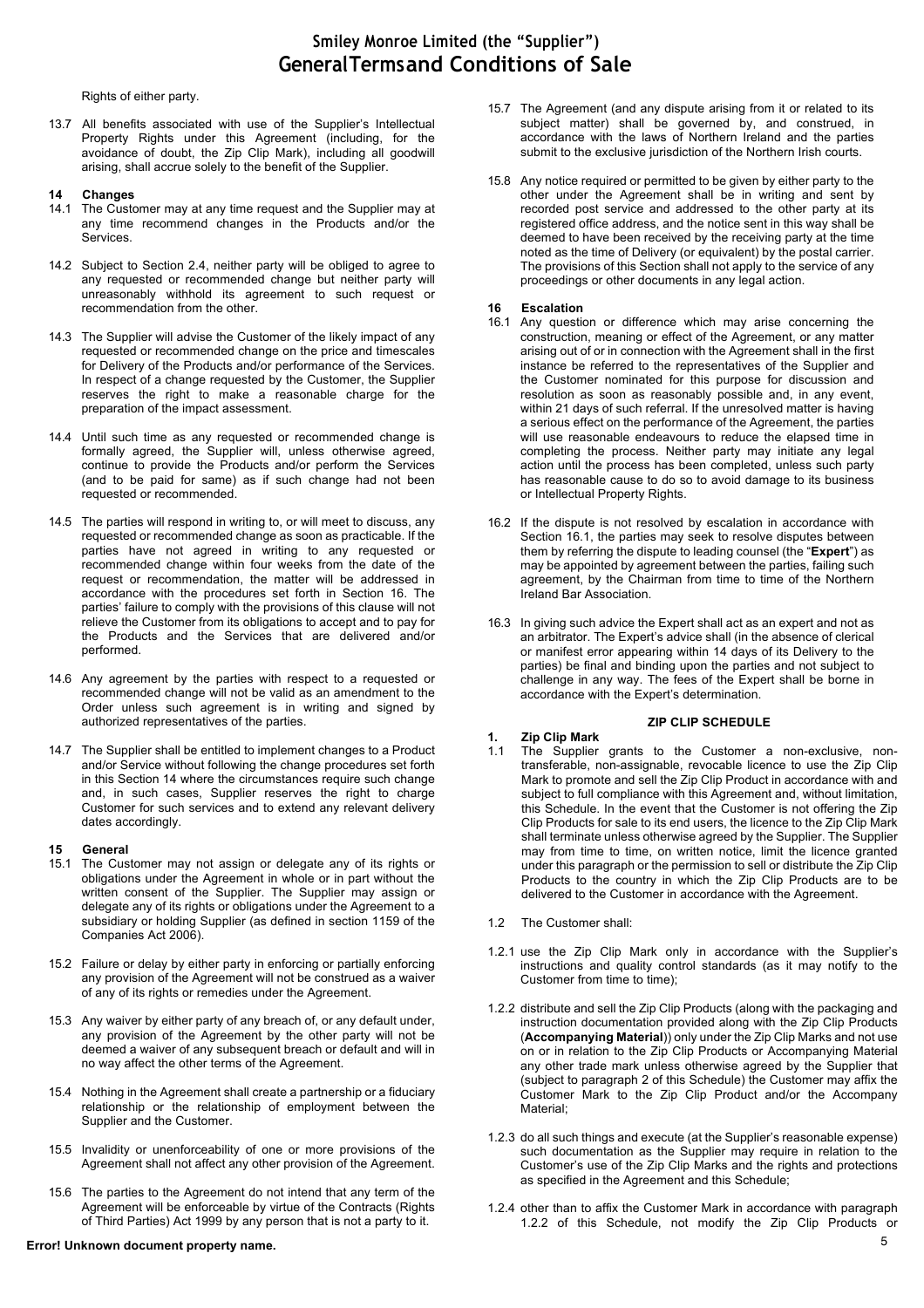Rights of either party.

13.7 All benefits associated with use of the Supplier's Intellectual Property Rights under this Agreement (including, for the avoidance of doubt, the Zip Clip Mark), including all goodwill arising, shall accrue solely to the benefit of the Supplier.

## 14 Changes

14.1 The Customer may at any time request and the Supplier may at any time recommend changes in the Products and/or the Services.

14.2 Subject to Section 2.4, neither party will be obliged to agree to any requested or recommended change but neither party will unreasonably withhold its agreement to such request or recommendation from the other.

14.3 The Supplier will advise the Customer of the likely impact of any requested or recommended change on the price and timescales for Delivery of the Products and/or performance of the Services. In respect of a change requested by the Customer, the Supplier reserves the right to make a reasonable charge for the preparation of the impact assessment.

14.4 Until such time as any requested or recommended change is formally agreed, the Supplier will, unless otherwise agreed, continue to provide the Products and/or perform the Services (and to be paid for same) as if such change had not been requested or recommended.

14.5 The parties will respond in writing to, or will meet to discuss, any requested or recommended change as soon as practicable. If the parties have not agreed in writing to any requested or recommended change within four weeks from the date of the request or recommendation, the matter will be addressed in accordance with the procedures set forth in Section 16. The parties' failure to comply with the provisions of this clause will not relieve the Customer from its obligations to accept and to pay for the Products and the Services that are delivered and/or performed.

14.6 Any agreement by the parties with respect to a requested or recommended change will not be valid as an amendment to the Order unless such agreement is in writing and signed by authorized representatives of the parties.

14.7 The Supplier shall be entitled to implement changes to a Product and/or Service without following the change procedures set forth in this Section 14 where the circumstances require such change and, in such cases, Supplier reserves the right to charge Customer for such services and to extend any relevant delivery dates accordingly.

## 15 General

15.1 The Customer may not assign or delegate any of its rights or obligations under the Agreement in whole or in part without the written consent of the Supplier. The Supplier may assign or delegate any of its rights or obligations under the Agreement to a subsidiary or holding Supplier (as defined in section 1159 of the Companies Act 2006).

15.2 Failure or delay by either party in enforcing or partially enforcing any provision of the Agreement will not be construed as a waiver of any of its rights or remedies under the Agreement.

15.3 Any waiver by either party of any breach of, or any default under, any provision of the Agreement by the other party will not be deemed a waiver of any subsequent breach or default and will in no way affect the other terms of the Agreement.

15.4 Nothing in the Agreement shall create a partnership or a fiduciary relationship or the relationship of employment between the Supplier and the Customer.

15.5 Invalidity or unenforceability of one or more provisions of the Agreement shall not affect any other provision of the Agreement.

15.6 The parties to the Agreement do not intend that any term of the Agreement will be enforceable by virtue of the Contracts (Rights of Third Parties) Act 1999 by any person that is not a party to it.

15.7 The Agreement (and any dispute arising from it or related to its subject matter) shall be governed by, and construed, in accordance with the laws of Northern Ireland and the parties submit to the exclusive jurisdiction of the Northern Irish courts.

15.8 Any notice required or permitted to be given by either party to the other under the Agreement shall be in writing and sent by recorded post service and addressed to the other party at its registered office address, and the notice sent in this way shall be deemed to have been received by the receiving party at the time noted as the time of Delivery (or equivalent) by the postal carrier. The provisions of this Section shall not apply to the service of any proceedings or other documents in any legal action.

## 16 Escalation

16.1 Any question or difference which may arise concerning the construction, meaning or effect of the Agreement, or any matter arising out of or in connection with the Agreement shall in the first instance be referred to the representatives of the Supplier and the Customer nominated for this purpose for discussion and resolution as soon as reasonably possible and, in any event, within 21 days of such referral. If the unresolved matter is having a serious effect on the performance of the Agreement, the parties will use reasonable endeavours to reduce the elapsed time in completing the process. Neither party may initiate any legal action until the process has been completed, unless such party has reasonable cause to do so to avoid damage to its business or Intellectual Property Rights.

16.2 If the dispute is not resolved by escalation in accordance with Section 16.1, the parties may seek to resolve disputes between them by referring the dispute to leading counsel (the "**Expert**") as may be appointed by agreement between the parties, failing such agreement, by the Chairman from time to time of the Northern Ireland Bar Association.

16.3 In giving such advice the Expert shall act as an expert and not as an arbitrator. The Expert's advice shall (in the absence of clerical or manifest error appearing within 14 days of its Delivery to the parties) be final and binding upon the parties and not subject to challenge in any way. The fees of the Expert shall be borne in accordance with the Expert's determination.

## ZIP CLIP SCHEDULE

### 1. Zip Clip Mark

1.1 The Supplier grants to the Customer a non-exclusive, non-transferable, non-assignable, revocable licence to use the Zip Clip Mark to promote and sell the Zip Clip Product in accordance with and subject to full compliance with this Agreement and, without limitation, this Schedule. In the event that the Customer is not offering the Zip Clip Products for sale to its end users, the licence to the Zip Clip Mark shall terminate unless otherwise agreed by the Supplier. The Supplier may from time to time, on written notice, limit the licence granted under this paragraph or the permission to sell or distribute the Zip Clip Products to the country in which the Zip Clip Products are to be delivered to the Customer in accordance with the Agreement.

1.2 The Customer shall:

1.2.1 use the Zip Clip Mark only in accordance with the Supplier's instructions and quality control standards (as it may notify to the Customer from time to time);

1.2.2 distribute and sell the Zip Clip Products (along with the packaging and instruction documentation provided along with the Zip Clip Products (**Accompanying Material**)) only under the Zip Clip Marks and not use on or in relation to the Zip Clip Products or Accompanying Material any other trade mark unless otherwise agreed by the Supplier that (subject to paragraph 2 of this Schedule) the Customer may affix the Customer Mark to the Zip Clip Product and/or the Accompany Material;

1.2.3 do all such things and execute (at the Supplier's reasonable expense) such documentation as the Supplier may require in relation to the Customer's use of the Zip Clip Marks and the rights and protections as specified in the Agreement and this Schedule;

1.2.4 other than to affix the Customer Mark in accordance with paragraph 1.2.2 of this Schedule, not modify the Zip Clip Products or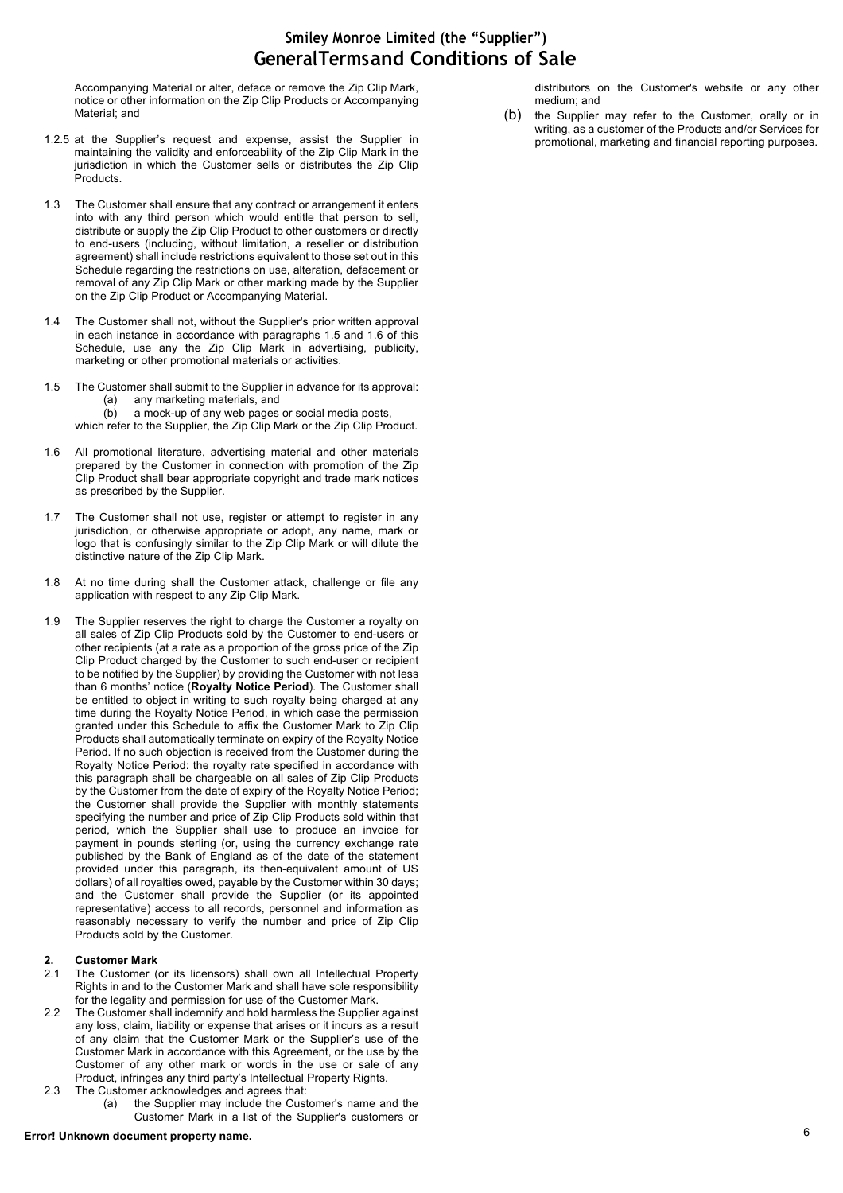Accompanying Material or alter, deface or remove the Zip Clip Mark, notice or other information on the Zip Clip Products or Accompanying Material; and

1.2.5 at the Supplier's request and expense, assist the Supplier in maintaining the validity and enforceability of the Zip Clip Mark in the jurisdiction in which the Customer sells or distributes the Zip Clip Products.

1.3 The Customer shall ensure that any contract or arrangement it enters into with any third person which would entitle that person to sell, distribute or supply the Zip Clip Product to other customers or directly to end-users (including, without limitation, a reseller or distribution agreement) shall include restrictions equivalent to those set out in this Schedule regarding the restrictions on use, alteration, defacement or removal of any Zip Clip Mark or other marking made by the Supplier on the Zip Clip Product or Accompanying Material.

1.4 The Customer shall not, without the Supplier's prior written approval in each instance in accordance with paragraphs 1.5 and 1.6 of this Schedule, use any the Zip Clip Mark in advertising, publicity, marketing or other promotional materials or activities.

1.5 The Customer shall submit to the Supplier in advance for its approval:

(a) any marketing materials, and

(b) a mock-up of any web pages or social media posts,

which refer to the Supplier, the Zip Clip Mark or the Zip Clip Product.

1.6 All promotional literature, advertising material and other materials prepared by the Customer in connection with promotion of the Zip Clip Product shall bear appropriate copyright and trade mark notices as prescribed by the Supplier.

1.7 The Customer shall not use, register or attempt to register in any jurisdiction, or otherwise appropriate or adopt, any name, mark or logo that is confusingly similar to the Zip Clip Mark or will dilute the distinctive nature of the Zip Clip Mark.

1.8 At no time during shall the Customer attack, challenge or file any application with respect to any Zip Clip Mark.

1.9 The Supplier reserves the right to charge the Customer a royalty on all sales of Zip Clip Products sold by the Customer to end-users or other recipients (at a rate as a proportion of the gross price of the Zip Clip Product charged by the Customer to such end-user or recipient to be notified by the Supplier) by providing the Customer with not less than 6 months' notice (**Royalty Notice Period**). The Customer shall be entitled to object in writing to such royalty being charged at any time during the Royalty Notice Period, in which case the permission granted under this Schedule to affix the Customer Mark to Zip Clip Products shall automatically terminate on expiry of the Royalty Notice Period. If no such objection is received from the Customer during the Royalty Notice Period: the royalty rate specified in accordance with this paragraph shall be chargeable on all sales of Zip Clip Products by the Customer from the date of expiry of the Royalty Notice Period; the Customer shall provide the Supplier with monthly statements specifying the number and price of Zip Clip Products sold within that period, which the Supplier shall use to produce an invoice for payment in pounds sterling (or, using the currency exchange rate published by the Bank of England as of the date of the statement provided under this paragraph, its then-equivalent amount of US dollars) of all royalties owed, payable by the Customer within 30 days; and the Customer shall provide the Supplier (or its appointed representative) access to all records, personnel and information as reasonably necessary to verify the number and price of Zip Clip Products sold by the Customer.

**2. Customer Mark**

2.1 The Customer (or its licensors) shall own all Intellectual Property Rights in and to the Customer Mark and shall have sole responsibility for the legality and permission for use of the Customer Mark.

2.2 The Customer shall indemnify and hold harmless the Supplier against any loss, claim, liability or expense that arises or it incurs as a result of any claim that the Customer Mark or the Supplier's use of the Customer Mark in accordance with this Agreement, or the use by the Customer of any other mark or words in the use or sale of any Product, infringes any third party's Intellectual Property Rights.

2.3 The Customer acknowledges and agrees that:

(a) the Supplier may include the Customer's name and the Customer Mark in a list of the Supplier's customers or distributors on the Customer's website or any other medium; and

(b) the Supplier may refer to the Customer, orally or in writing, as a customer of the Products and/or Services for promotional, marketing and financial reporting purposes.